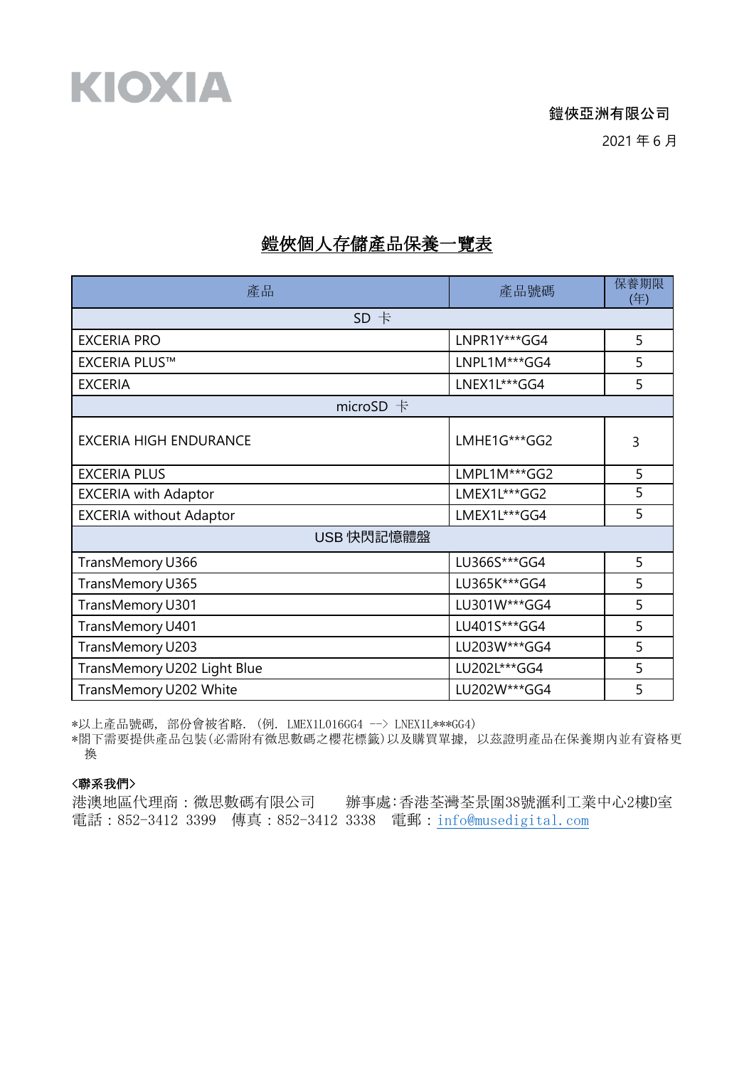KIOXIA

鎧俠亞洲有限公司

2021 年 6 月

# 鎧俠個人存儲產品保養一覽表

| 產品 | 產品號碼 | 保養期限(年) |
|---|---|---|
| SD 卡 | | |
| EXCERIA PRO | LNPR1Y***GG4 | 5 |
| EXCERIA PLUS™ | LNPL1M***GG4 | 5 |
| EXCERIA | LNEX1L***GG4 | 5 |
| microSD 卡 | | |
| EXCERIA HIGH ENDURANCE | LMHE1G***GG2 | 3 |
| EXCERIA PLUS | LMPL1M***GG2 | 5 |
| EXCERIA with Adaptor | LMEX1L***GG2 | 5 |
| EXCERIA without Adaptor | LMEX1L***GG4 | 5 |
| USB 快閃記憶體盤 | | |
| TransMemory U366 | LU366S***GG4 | 5 |
| TransMemory U365 | LU365K***GG4 | 5 |
| TransMemory U301 | LU301W***GG4 | 5 |
| TransMemory U401 | LU401S***GG4 | 5 |
| TransMemory U203 | LU203W***GG4 | 5 |
| TransMemory U202 Light Blue | LU202L***GG4 | 5 |
| TransMemory U202 White | LU202W***GG4 | 5 |

*以上產品號碼，部份會被省略.（例. LMEX1L016GG4 --> LNEX1L***GG4）

*閣下需要提供產品包裝(必需附有微思數碼之櫻花標籤)以及購買單據，以茲證明產品在保養期內並有資格更換

**<聯系我們>**

港澳地區代理商：微思數碼有限公司　　辦事處:香港荃灣荃景圍38號滙利工業中心2樓D室

電話：852-3412 3399　傳真：852-3412 3338　電郵：info@musedigital.com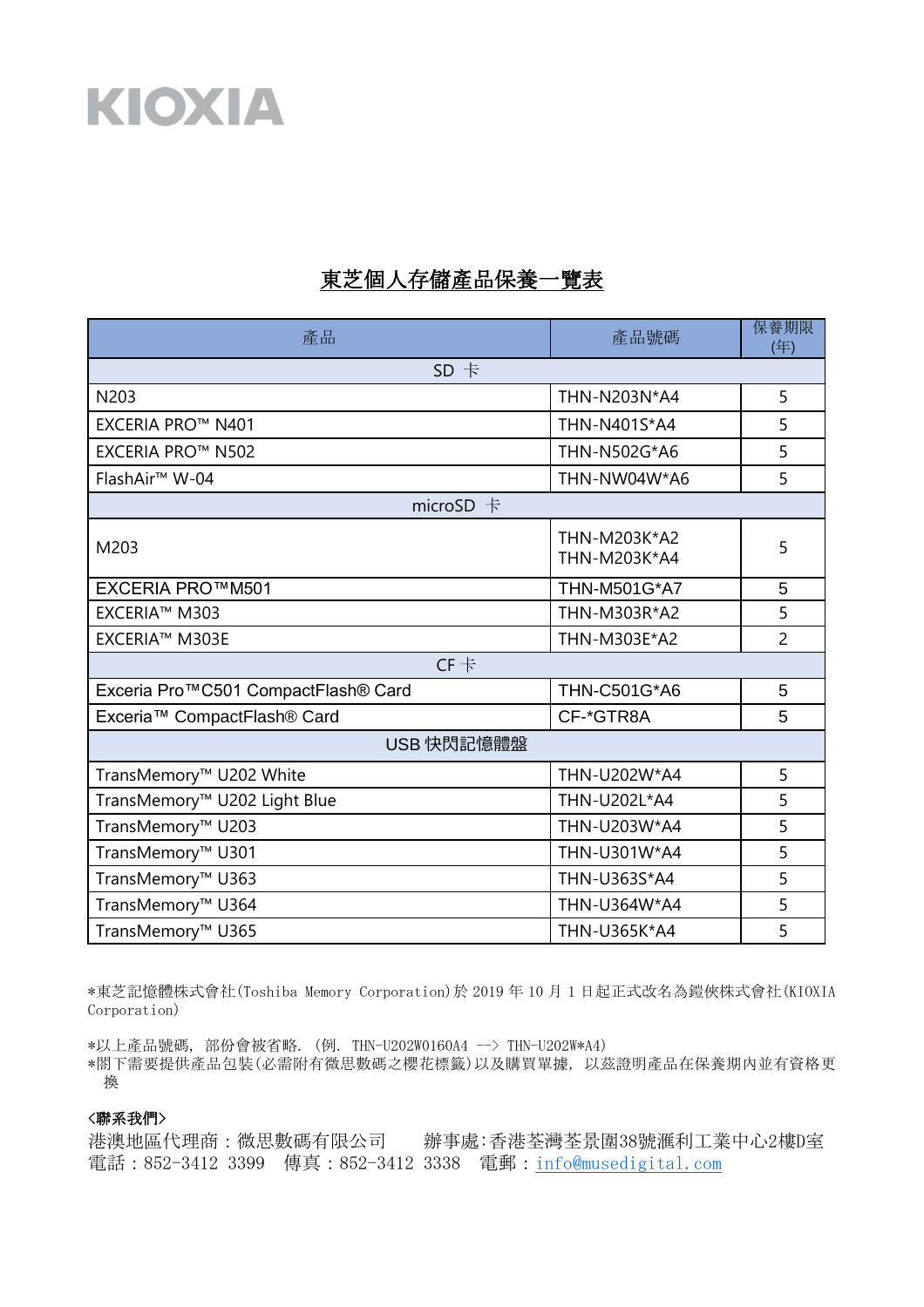KIOXIA

# 東芝個人存儲產品保養一覽表

| 產品 | 產品號碼 | 保養期限(年) |
|---|---|---|
| SD 卡 | | |
| N203 | THN-N203N*A4 | 5 |
| EXCERIA PRO™ N401 | THN-N401S*A4 | 5 |
| EXCERIA PRO™ N502 | THN-N502G*A6 | 5 |
| FlashAir™ W-04 | THN-NW04W*A6 | 5 |
| microSD 卡 | | |
| M203 | THN-M203K*A2<br>THN-M203K*A4 | 5 |
| EXCERIA PRO™M501 | THN-M501G*A7 | 5 |
| EXCERIA™ M303 | THN-M303R*A2 | 5 |
| EXCERIA™ M303E | THN-M303E*A2 | 2 |
| CF 卡 | | |
| Exceria Pro™C501 CompactFlash® Card | THN-C501G*A6 | 5 |
| Exceria™ CompactFlash® Card | CF-*GTR8A | 5 |
| USB 快閃記憶體盤 | | |
| TransMemory™ U202 White | THN-U202W*A4 | 5 |
| TransMemory™ U202 Light Blue | THN-U202L*A4 | 5 |
| TransMemory™ U203 | THN-U203W*A4 | 5 |
| TransMemory™ U301 | THN-U301W*A4 | 5 |
| TransMemory™ U363 | THN-U363S*A4 | 5 |
| TransMemory™ U364 | THN-U364W*A4 | 5 |
| TransMemory™ U365 | THN-U365K*A4 | 5 |

*東芝記憶體株式會社(Toshiba Memory Corporation)於 2019 年 10 月 1 日起正式改名為鎧俠株式會社(KIOXIA Corporation)

*以上產品號碼, 部份會被省略. (例. THN-U202W0160A4 --> THN-U202W*A4)
*閣下需要提供產品包裝(必需附有微思數碼之櫻花標籤)以及購買單據, 以茲證明產品在保養期內並有資格更換

**<聯系我們>**
港澳地區代理商：微思數碼有限公司　　辦事處:香港荃灣荃景圍38號滙利工業中心2樓D室
電話：852-3412 3399　傳真：852-3412 3338　電郵：info@musedigital.com